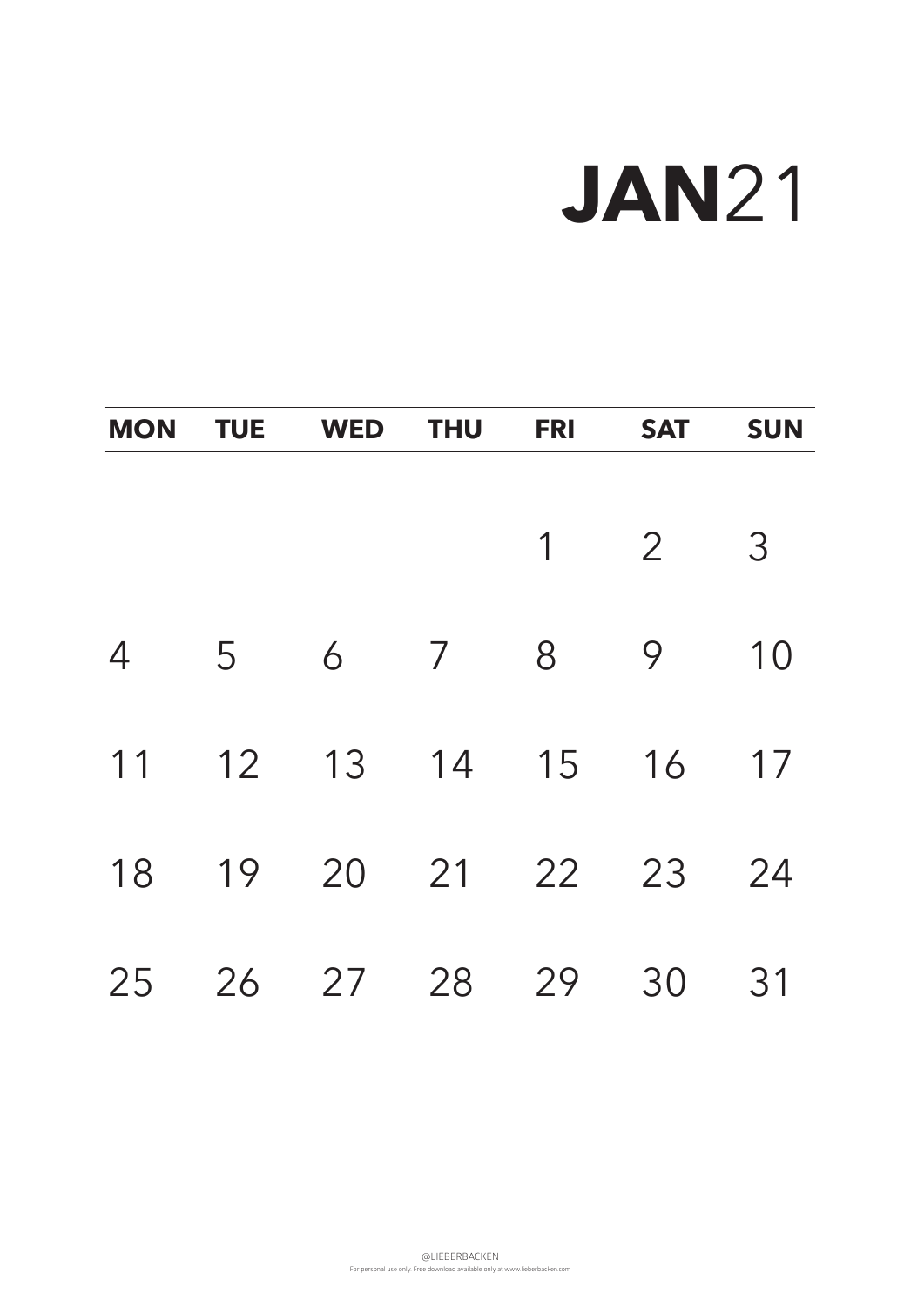# **JAN**21

| MON | TUE | WED | THU | FRI | SAT | SUN |
|---|---|---|---|---|---|---|
| | | | | 1 | 2 | 3 |
| 4 | 5 | 6 | 7 | 8 | 9 | 10 |
| 11 | 12 | 13 | 14 | 15 | 16 | 17 |
| 18 | 19 | 20 | 21 | 22 | 23 | 24 |
| 25 | 26 | 27 | 28 | 29 | 30 | 31 |

@LIEBERBACKEN

For personal use only. Free download available only at www.lieberbacken.com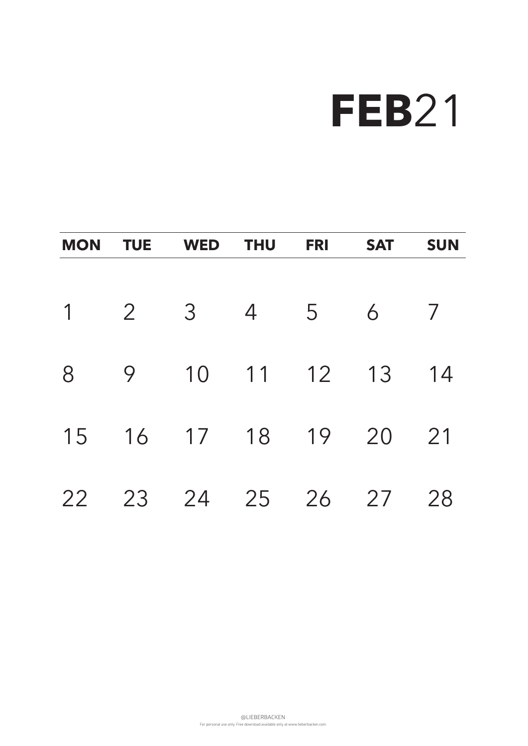# **FEB**21

| MON | TUE | WED | THU | FRI | SAT | SUN |
| --- | --- | --- | --- | --- | --- | --- |
| 1 | 2 | 3 | 4 | 5 | 6 | 7 |
| 8 | 9 | 10 | 11 | 12 | 13 | 14 |
| 15 | 16 | 17 | 18 | 19 | 20 | 21 |
| 22 | 23 | 24 | 25 | 26 | 27 | 28 |

@LIEBERBACKEN

For personal use only. Free download available only at www.lieberbacken.com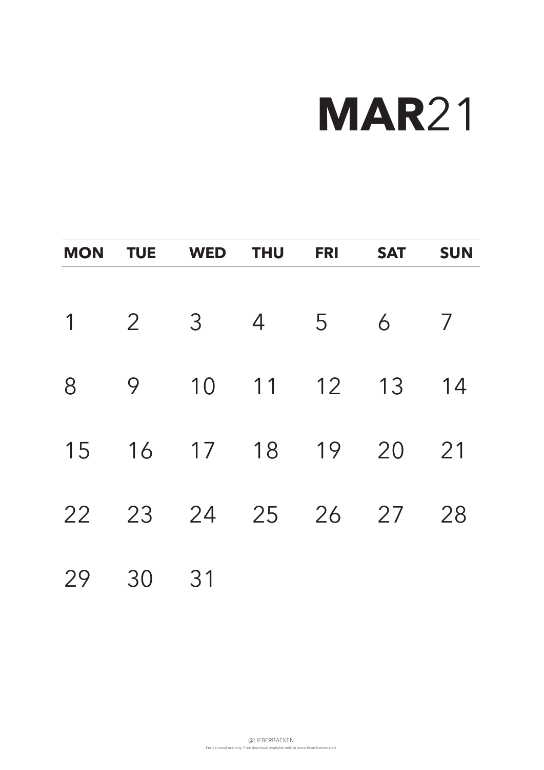# **MAR**21

| MON | TUE | WED | THU | FRI | SAT | SUN |
|---|---|---|---|---|---|---|
| 1 | 2 | 3 | 4 | 5 | 6 | 7 |
| 8 | 9 | 10 | 11 | 12 | 13 | 14 |
| 15 | 16 | 17 | 18 | 19 | 20 | 21 |
| 22 | 23 | 24 | 25 | 26 | 27 | 28 |
| 29 | 30 | 31 | | | | |

@LIEBERBACKEN
For personal use only. Free download available only at www.lieberbacken.com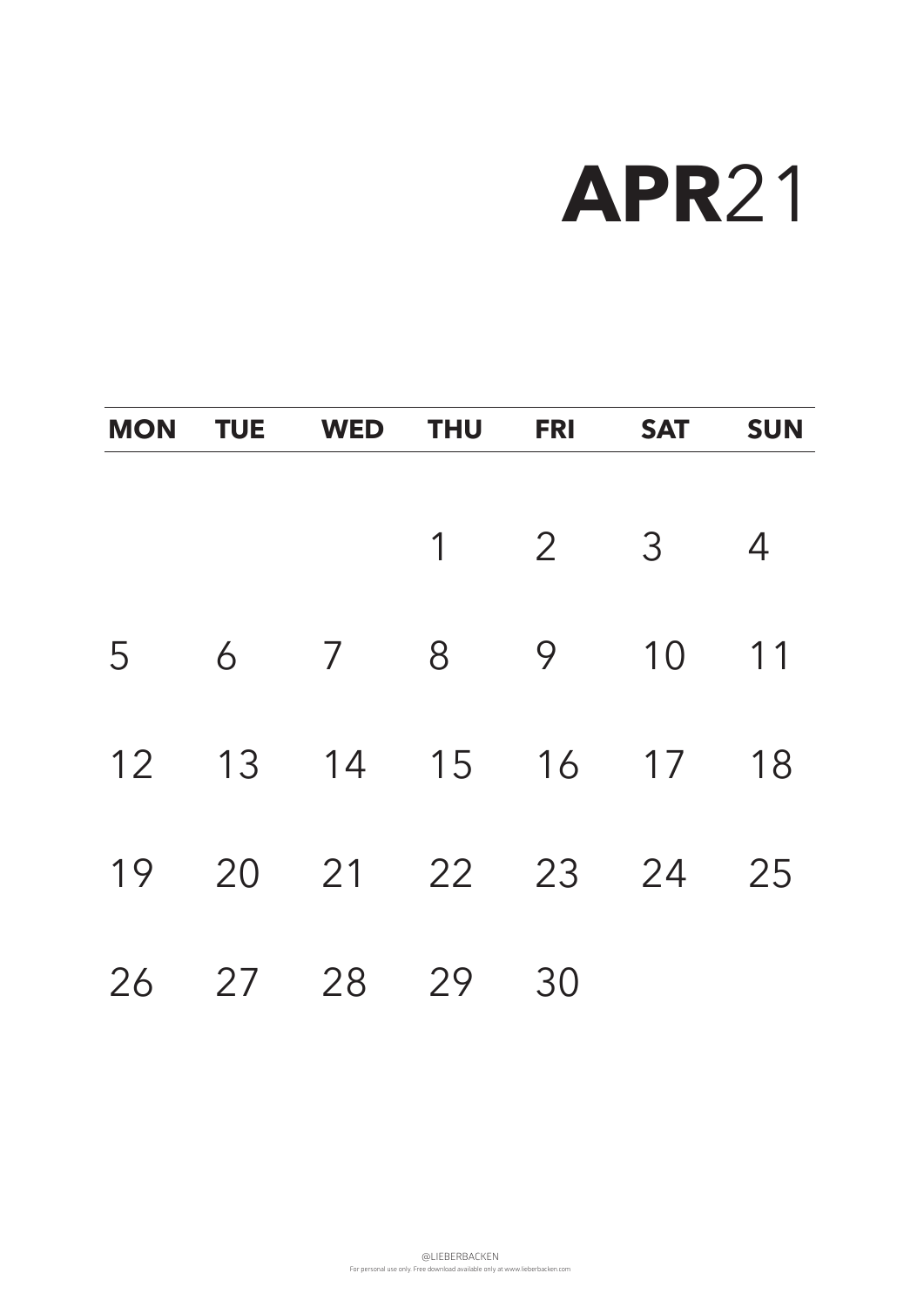# **APR**21

| MON | TUE | WED | THU | FRI | SAT | SUN |
|---|---|---|---|---|---|---|
| | | | 1 | 2 | 3 | 4 |
| 5 | 6 | 7 | 8 | 9 | 10 | 11 |
| 12 | 13 | 14 | 15 | 16 | 17 | 18 |
| 19 | 20 | 21 | 22 | 23 | 24 | 25 |
| 26 | 27 | 28 | 29 | 30 | | |

@LIEBERBACKEN
For personal use only. Free download available only at www.lieberbacken.com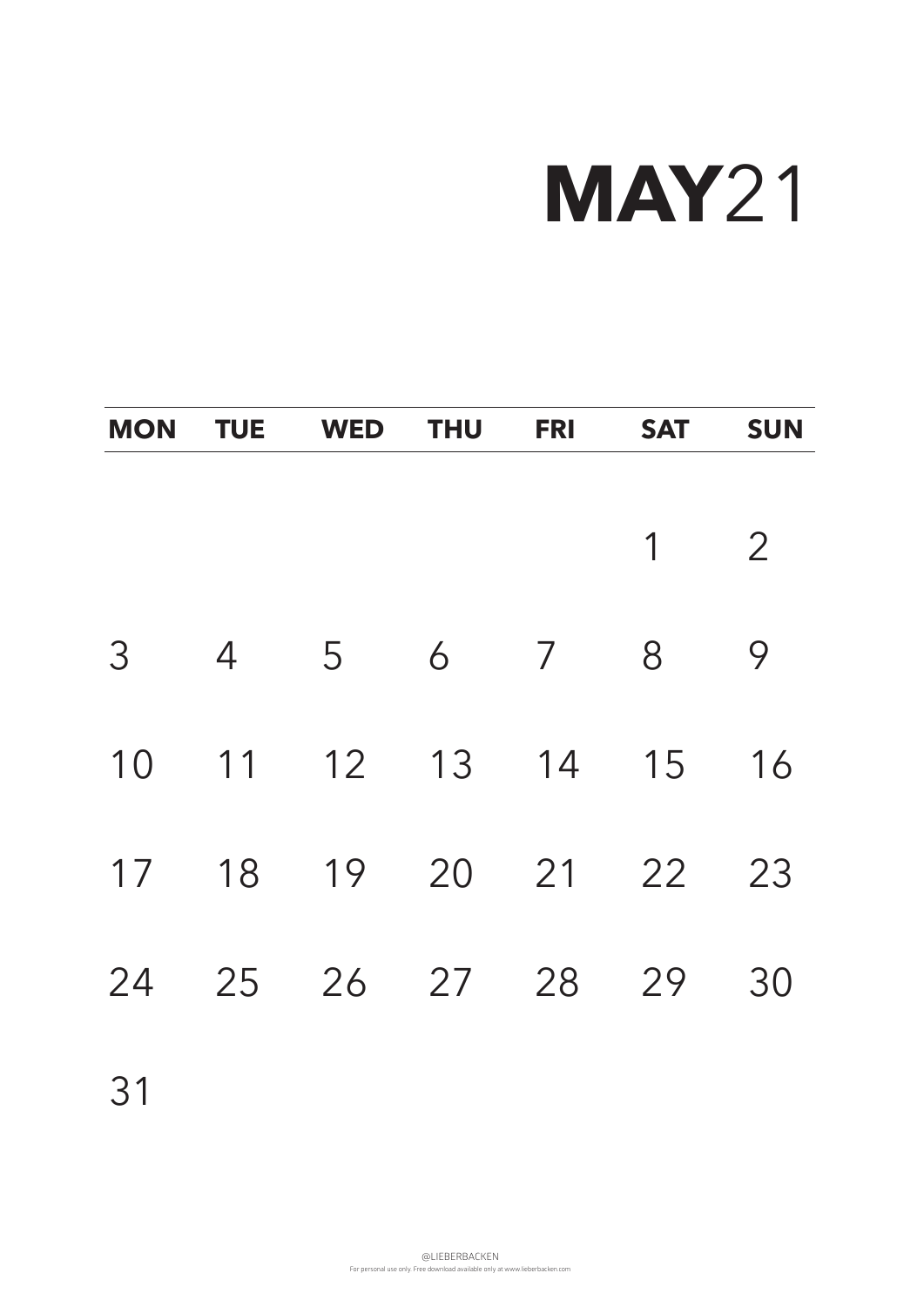# **MAY**21

| MON | TUE | WED | THU | FRI | SAT | SUN |
|---|---|---|---|---|---|---|
| | | | | | 1 | 2 |
| 3 | 4 | 5 | 6 | 7 | 8 | 9 |
| 10 | 11 | 12 | 13 | 14 | 15 | 16 |
| 17 | 18 | 19 | 20 | 21 | 22 | 23 |
| 24 | 25 | 26 | 27 | 28 | 29 | 30 |
| 31 | | | | | | |

@LIEBERBACKEN
For personal use only. Free download available only at www.lieberbacken.com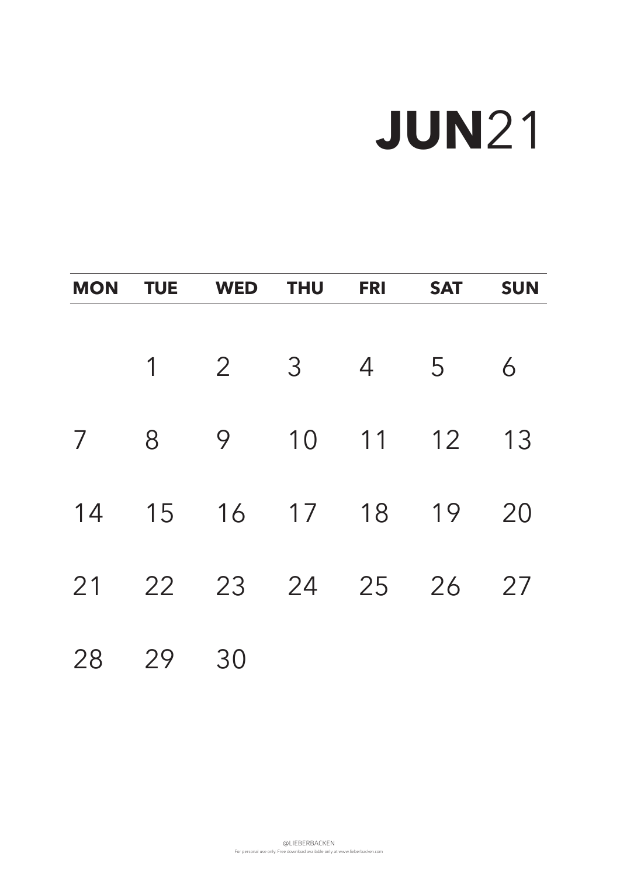# **JUN**21

| MON | TUE | WED | THU | FRI | SAT | SUN |
|---|---|---|---|---|---|---|
| | 1 | 2 | 3 | 4 | 5 | 6 |
| 7 | 8 | 9 | 10 | 11 | 12 | 13 |
| 14 | 15 | 16 | 17 | 18 | 19 | 20 |
| 21 | 22 | 23 | 24 | 25 | 26 | 27 |
| 28 | 29 | 30 | | | | |

@LIEBERBACKEN

For personal use only. Free download available only at www.lieberbacken.com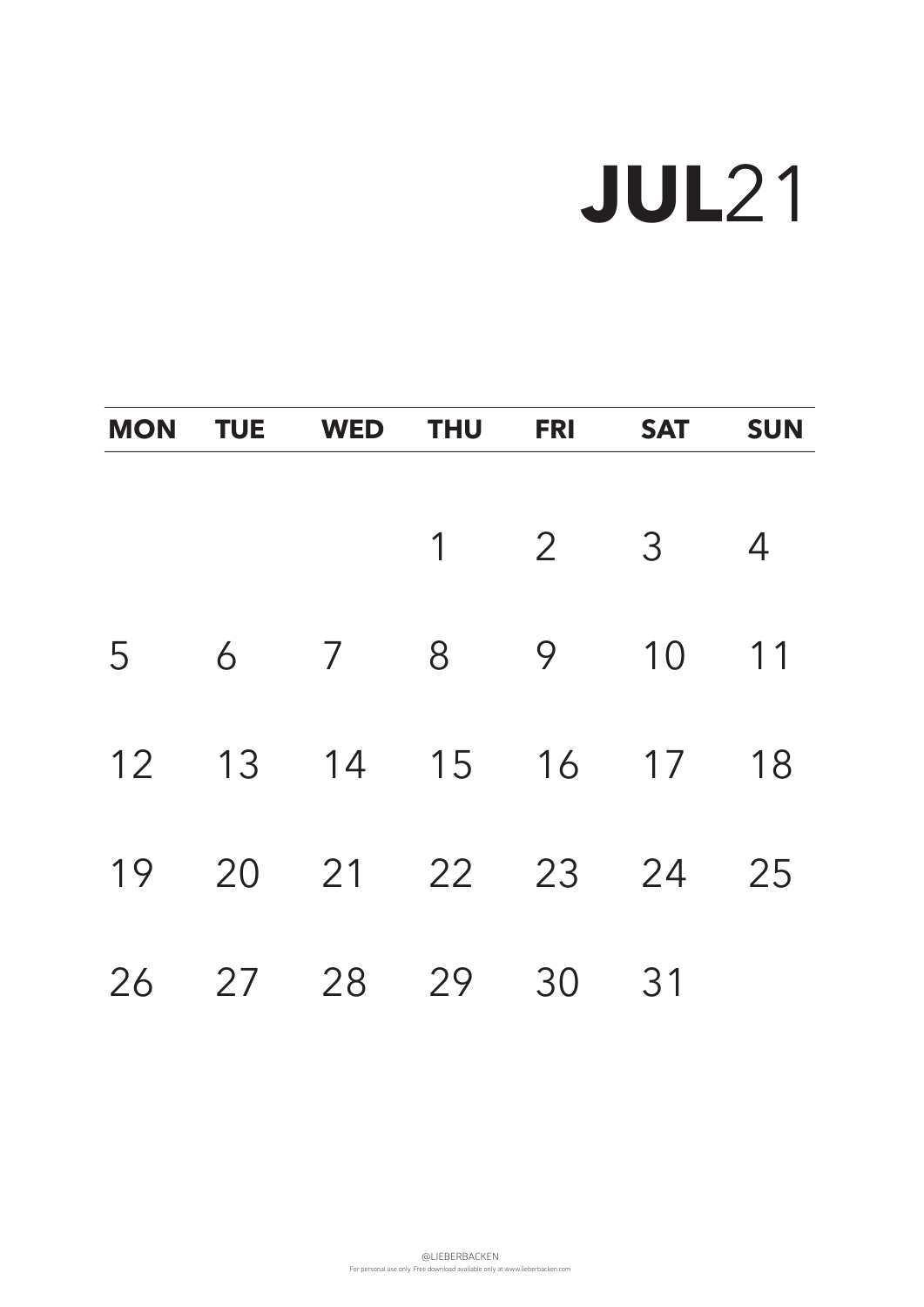# **JUL**21

| MON | TUE | WED | THU | FRI | SAT | SUN |
|---|---|---|---|---|---|---|
| | | | 1 | 2 | 3 | 4 |
| 5 | 6 | 7 | 8 | 9 | 10 | 11 |
| 12 | 13 | 14 | 15 | 16 | 17 | 18 |
| 19 | 20 | 21 | 22 | 23 | 24 | 25 |
| 26 | 27 | 28 | 29 | 30 | 31 | |

@LIEBERBACKEN
For personal use only. Free download available only at www.lieberbacken.com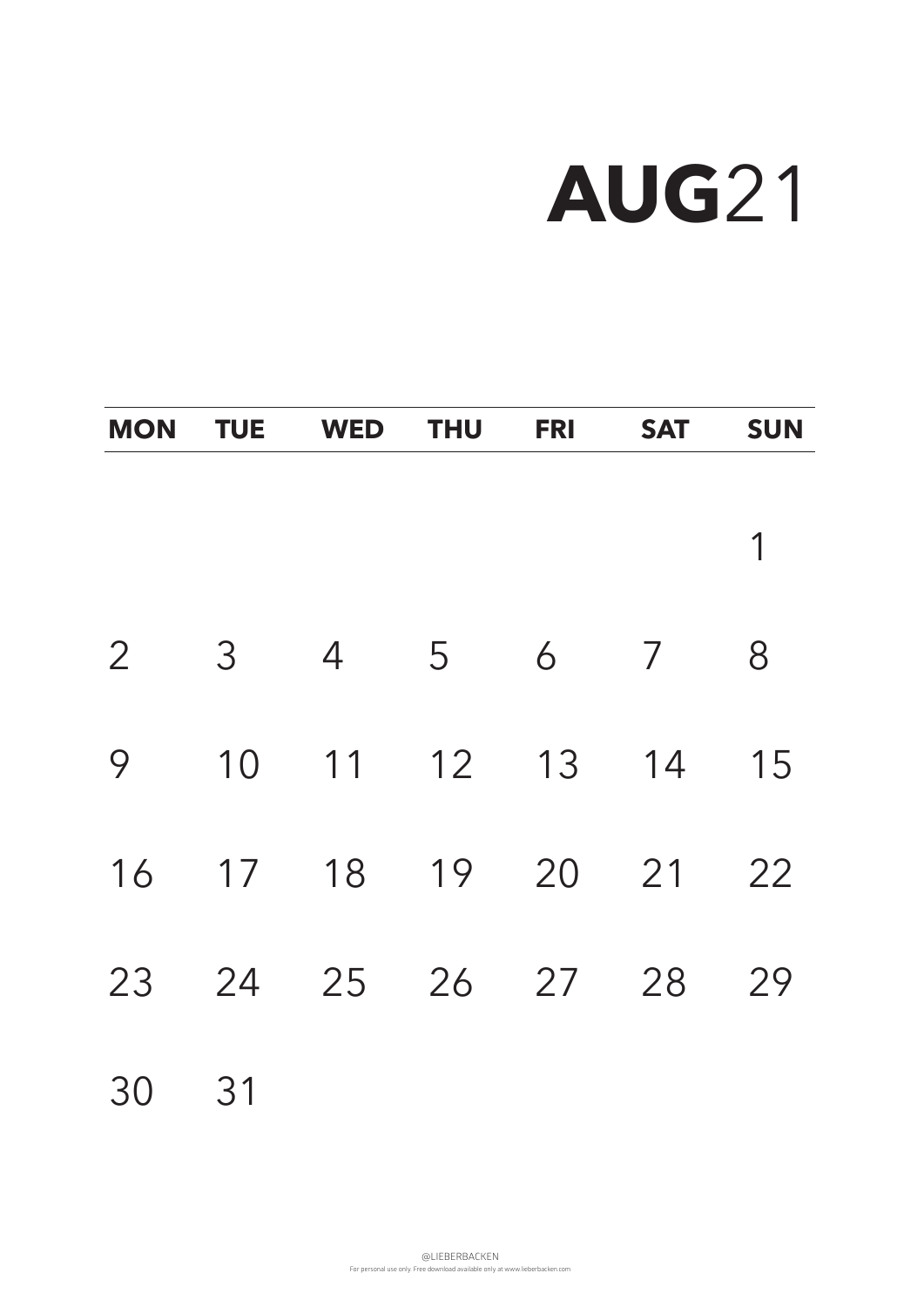# **AUG**21

| MON | TUE | WED | THU | FRI | SAT | SUN |
|---|---|---|---|---|---|---|
| | | | | | | 1 |
| 2 | 3 | 4 | 5 | 6 | 7 | 8 |
| 9 | 10 | 11 | 12 | 13 | 14 | 15 |
| 16 | 17 | 18 | 19 | 20 | 21 | 22 |
| 23 | 24 | 25 | 26 | 27 | 28 | 29 |
| 30 | 31 | | | | | |

@LIEBERBACKEN
For personal use only. Free download available only at www.lieberbacken.com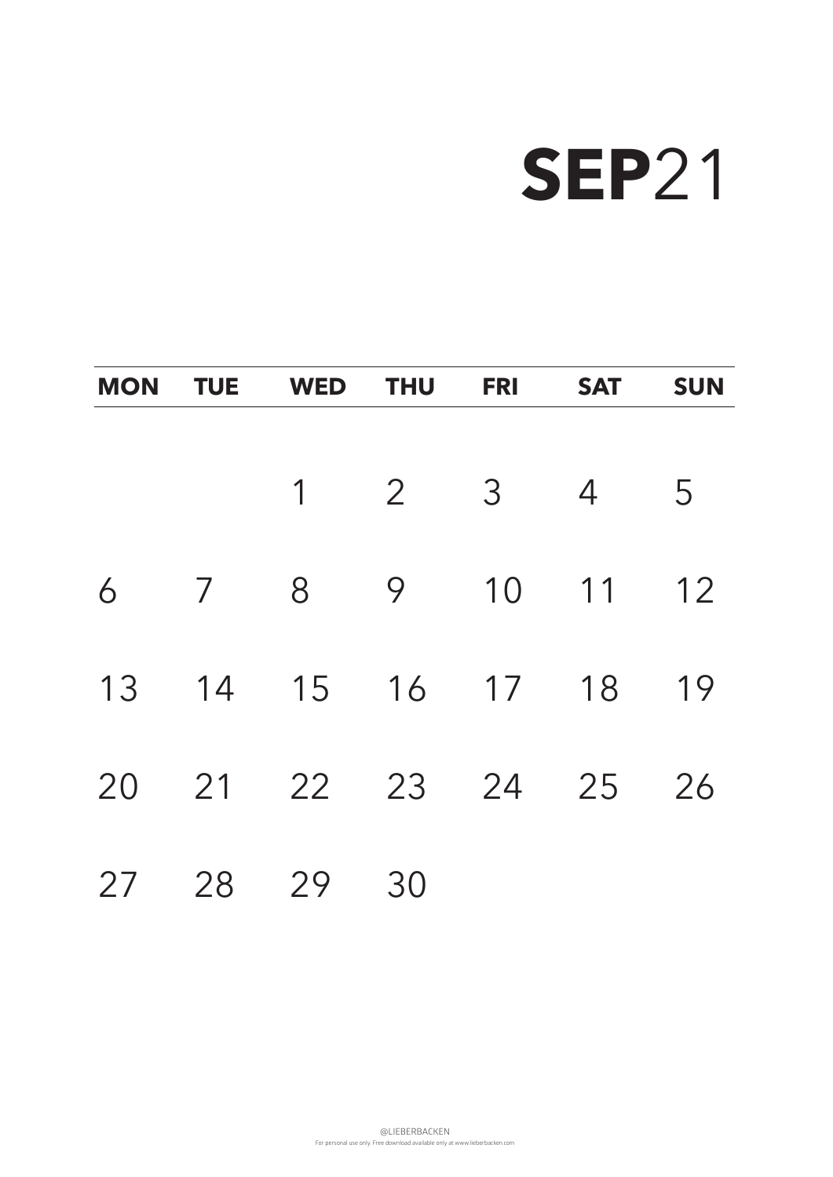# **SEP**21

| MON | TUE | WED | THU | FRI | SAT | SUN |
|---|---|---|---|---|---|---|
| | | 1 | 2 | 3 | 4 | 5 |
| 6 | 7 | 8 | 9 | 10 | 11 | 12 |
| 13 | 14 | 15 | 16 | 17 | 18 | 19 |
| 20 | 21 | 22 | 23 | 24 | 25 | 26 |
| 27 | 28 | 29 | 30 | | | |

@LIEBERBACKEN

For personal use only. Free download available only at www.lieberbacken.com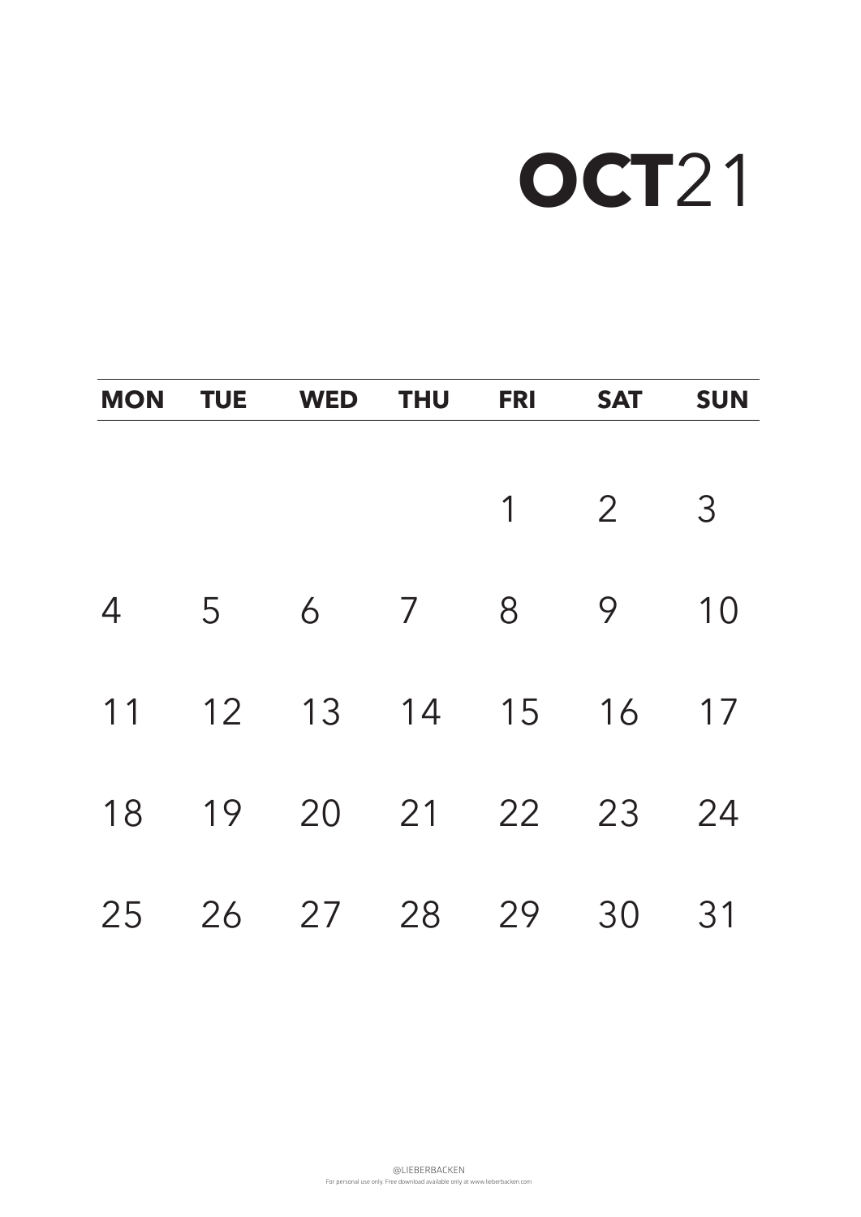# **OCT**21

| MON | TUE | WED | THU | FRI | SAT | SUN |
|---|---|---|---|---|---|---|
| | | | | 1 | 2 | 3 |
| 4 | 5 | 6 | 7 | 8 | 9 | 10 |
| 11 | 12 | 13 | 14 | 15 | 16 | 17 |
| 18 | 19 | 20 | 21 | 22 | 23 | 24 |
| 25 | 26 | 27 | 28 | 29 | 30 | 31 |

@LIEBERBACKEN
For personal use only. Free download available only at www.lieberbacken.com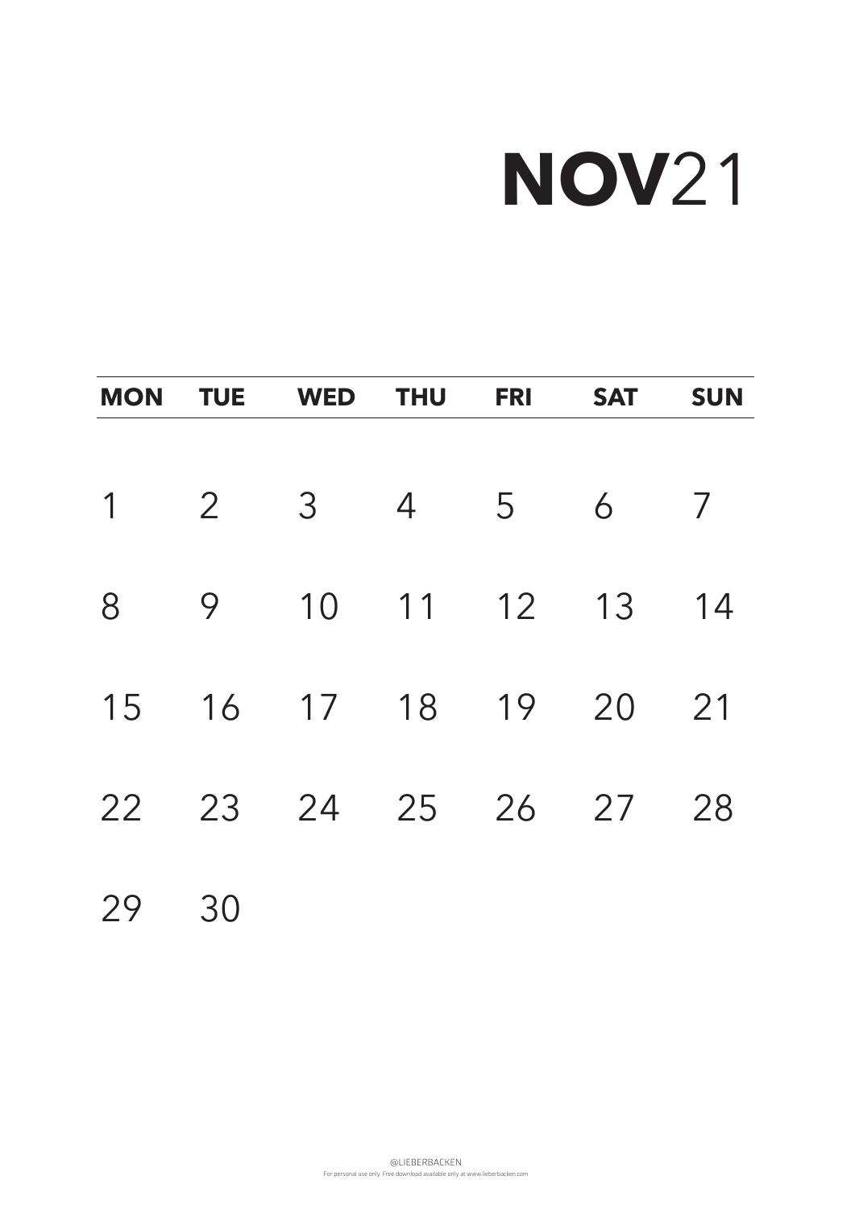# **NOV**21

| MON | TUE | WED | THU | FRI | SAT | SUN |
|---|---|---|---|---|---|---|
| 1 | 2 | 3 | 4 | 5 | 6 | 7 |
| 8 | 9 | 10 | 11 | 12 | 13 | 14 |
| 15 | 16 | 17 | 18 | 19 | 20 | 21 |
| 22 | 23 | 24 | 25 | 26 | 27 | 28 |
| 29 | 30 | | | | | |

@LIEBERBACKEN
For personal use only. Free download available only at www.lieberbacken.com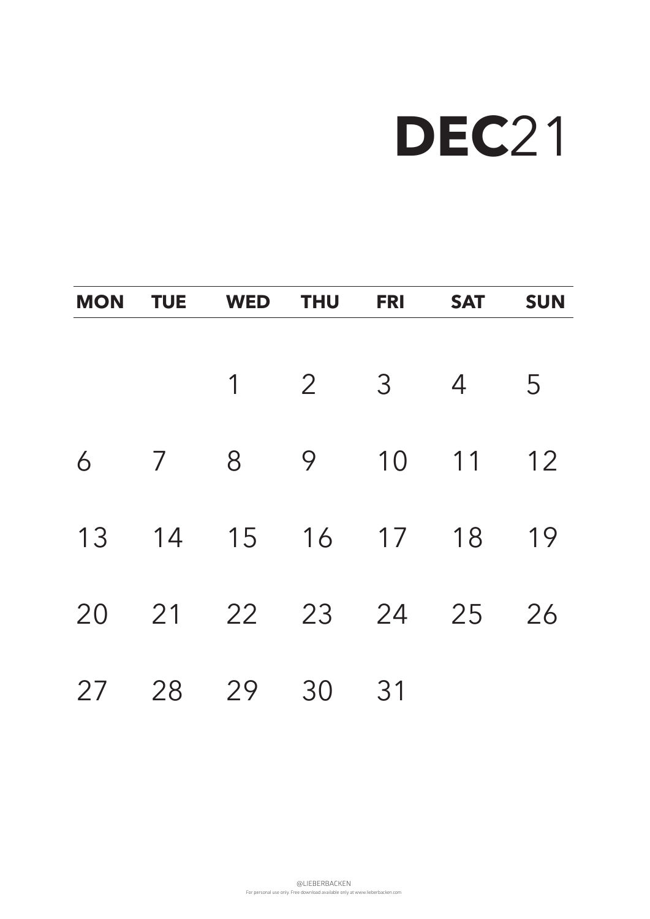# **DEC**21

| MON | TUE | WED | THU | FRI | SAT | SUN |
|---|---|---|---|---|---|---|
| | | 1 | 2 | 3 | 4 | 5 |
| 6 | 7 | 8 | 9 | 10 | 11 | 12 |
| 13 | 14 | 15 | 16 | 17 | 18 | 19 |
| 20 | 21 | 22 | 23 | 24 | 25 | 26 |
| 27 | 28 | 29 | 30 | 31 | | |

@LIEBERBACKEN

For personal use only. Free download available only at www.lieberbacken.com